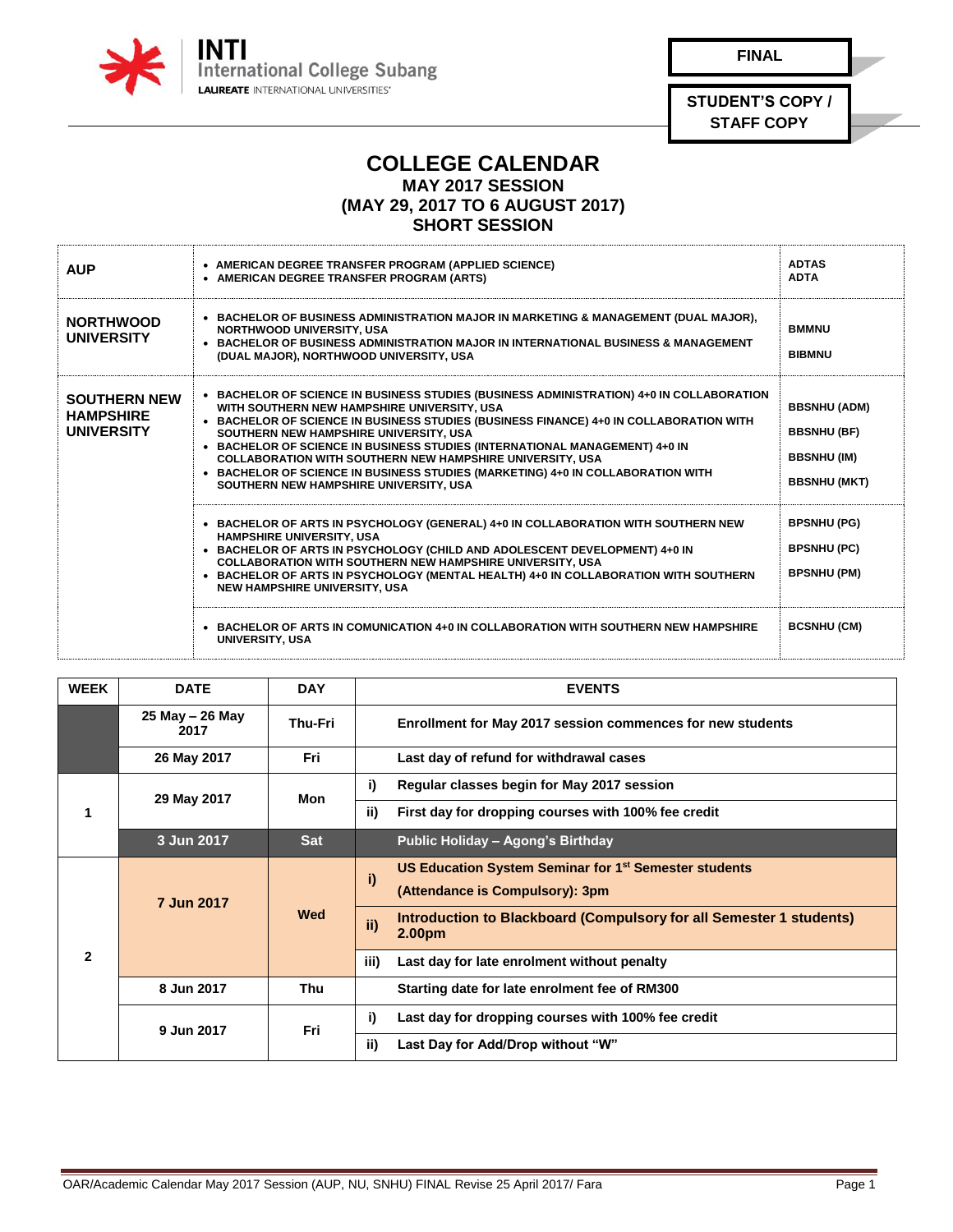INTI International College Subang
LAUREATE INTERNATIONAL UNIVERSITIES

**FINAL**

**STUDENT'S COPY / STAFF COPY**

# COLLEGE CALENDAR
## MAY 2017 SESSION
## (MAY 29, 2017 TO 6 AUGUST 2017)
## SHORT SESSION

| | | |
|---|---|---|
| **AUP** | • AMERICAN DEGREE TRANSFER PROGRAM (APPLIED SCIENCE)<br>• AMERICAN DEGREE TRANSFER PROGRAM (ARTS) | ADTAS<br>ADTA |
| **NORTHWOOD UNIVERSITY** | • BACHELOR OF BUSINESS ADMINISTRATION MAJOR IN MARKETING & MANAGEMENT (DUAL MAJOR), NORTHWOOD UNIVERSITY, USA<br>• BACHELOR OF BUSINESS ADMINISTRATION MAJOR IN INTERNATIONAL BUSINESS & MANAGEMENT (DUAL MAJOR), NORTHWOOD UNIVERSITY, USA | BMMNU<br>BIBMNU |
| **SOUTHERN NEW HAMPSHIRE UNIVERSITY** | • BACHELOR OF SCIENCE IN BUSINESS STUDIES (BUSINESS ADMINISTRATION) 4+0 IN COLLABORATION WITH SOUTHERN NEW HAMPSHIRE UNIVERSITY, USA<br>• BACHELOR OF SCIENCE IN BUSINESS STUDIES (BUSINESS FINANCE) 4+0 IN COLLABORATION WITH SOUTHERN NEW HAMPSHIRE UNIVERSITY, USA<br>• BACHELOR OF SCIENCE IN BUSINESS STUDIES (INTERNATIONAL MANAGEMENT) 4+0 IN COLLABORATION WITH SOUTHERN NEW HAMPSHIRE UNIVERSITY, USA<br>• BACHELOR OF SCIENCE IN BUSINESS STUDIES (MARKETING) 4+0 IN COLLABORATION WITH SOUTHERN NEW HAMPSHIRE UNIVERSITY, USA | BBSNHU (ADM)<br>BBSNHU (BF)<br>BBSNHU (IM)<br>BBSNHU (MKT) |
| | • BACHELOR OF ARTS IN PSYCHOLOGY (GENERAL) 4+0 IN COLLABORATION WITH SOUTHERN NEW HAMPSHIRE UNIVERSITY, USA<br>• BACHELOR OF ARTS IN PSYCHOLOGY (CHILD AND ADOLESCENT DEVELOPMENT) 4+0 IN COLLABORATION WITH SOUTHERN NEW HAMPSHIRE UNIVERSITY, USA<br>• BACHELOR OF ARTS IN PSYCHOLOGY (MENTAL HEALTH) 4+0 IN COLLABORATION WITH SOUTHERN NEW HAMPSHIRE UNIVERSITY, USA | BPSNHU (PG)<br>BPSNHU (PC)<br>BPSNHU (PM) |
| | • BACHELOR OF ARTS IN COMUNICATION 4+0 IN COLLABORATION WITH SOUTHERN NEW HAMPSHIRE UNIVERSITY, USA | BCSNHU (CM) |

| WEEK | DATE | DAY | | EVENTS |
|---|---|---|---|---|
| | 25 May – 26 May 2017 | Thu-Fri | | Enrollment for May 2017 session commences for new students |
| | 26 May 2017 | Fri | | Last day of refund for withdrawal cases |
| 1 | 29 May 2017 | Mon | i) | Regular classes begin for May 2017 session |
| | | | ii) | First day for dropping courses with 100% fee credit |
| | 3 Jun 2017 | Sat | | Public Holiday – Agong's Birthday |
| 2 | 7 Jun 2017 | Wed | i) | US Education System Seminar for 1st Semester students (Attendance is Compulsory): 3pm |
| | | | ii) | Introduction to Blackboard (Compulsory for all Semester 1 students) 2.00pm |
| | | | iii) | Last day for late enrolment without penalty |
| | 8 Jun 2017 | Thu | | Starting date for late enrolment fee of RM300 |
| | 9 Jun 2017 | Fri | i) | Last day for dropping courses with 100% fee credit |
| | | | ii) | Last Day for Add/Drop without "W" |

OAR/Academic Calendar May 2017 Session (AUP, NU, SNHU) FINAL Revise 25 April 2017/ Fara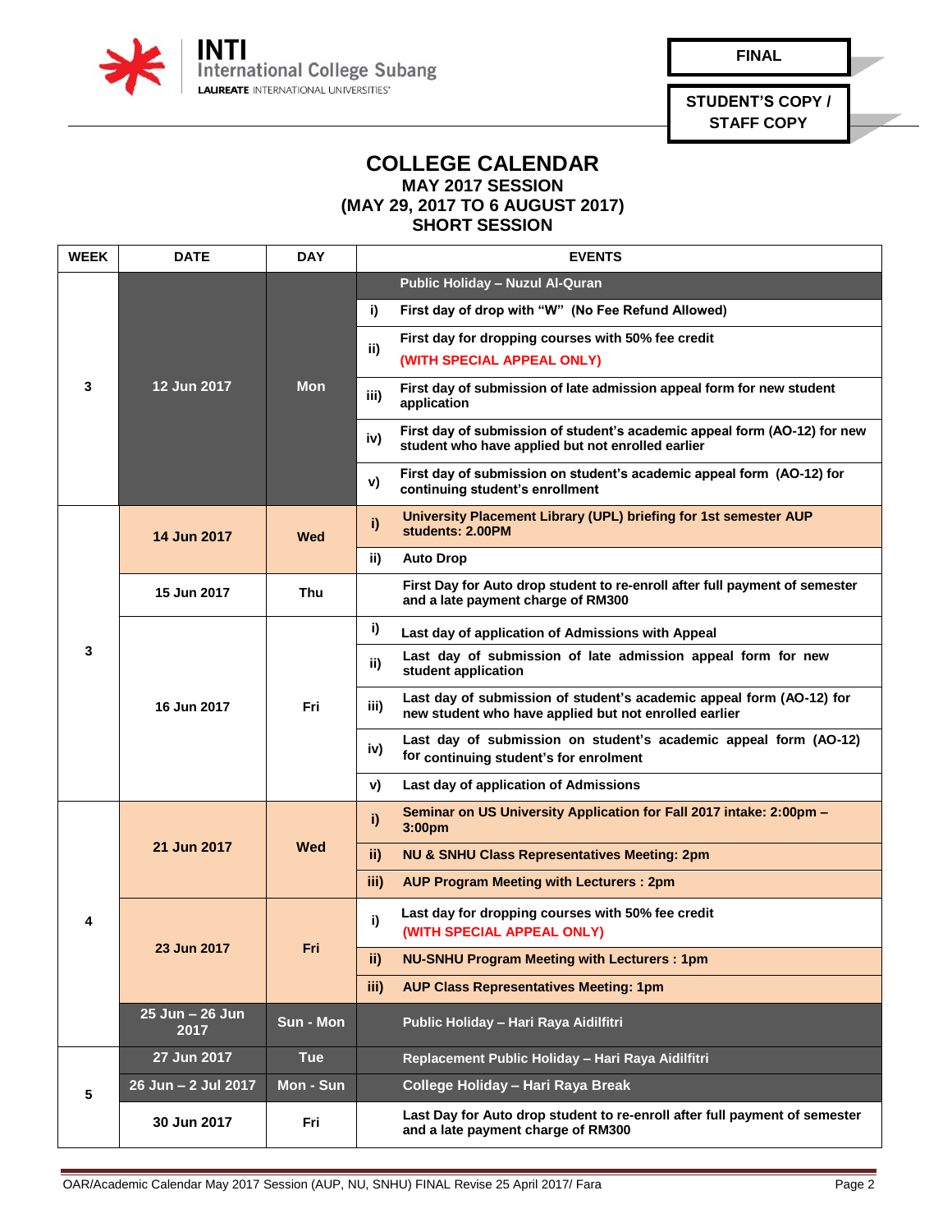FINAL

STUDENT'S COPY / STAFF COPY

# COLLEGE CALENDAR

## MAY 2017 SESSION
## (MAY 29, 2017 TO 6 AUGUST 2017)
## SHORT SESSION

| WEEK | DATE | DAY | | EVENTS |
|---|---|---|---|---|
| 3 | 12 Jun 2017 | Mon | | Public Holiday – Nuzul Al-Quran |
| | | | i) | First day of drop with "W" (No Fee Refund Allowed) |
| | | | ii) | First day for dropping courses with 50% fee credit (WITH SPECIAL APPEAL ONLY) |
| | | | iii) | First day of submission of late admission appeal form for new student application |
| | | | iv) | First day of submission of student's academic appeal form (AO-12) for new student who have applied but not enrolled earlier |
| | | | v) | First day of submission on student's academic appeal form (AO-12) for continuing student's enrollment |
| 3 | 14 Jun 2017 | Wed | i) | University Placement Library (UPL) briefing for 1st semester AUP students: 2.00PM |
| | | | ii) | Auto Drop |
| | 15 Jun 2017 | Thu | | First Day for Auto drop student to re-enroll after full payment of semester and a late payment charge of RM300 |
| | 16 Jun 2017 | Fri | i) | Last day of application of Admissions with Appeal |
| | | | ii) | Last day of submission of late admission appeal form for new student application |
| | | | iii) | Last day of submission of student's academic appeal form (AO-12) for new student who have applied but not enrolled earlier |
| | | | iv) | Last day of submission on student's academic appeal form (AO-12) for continuing student's for enrolment |
| | | | v) | Last day of application of Admissions |
| 4 | 21 Jun 2017 | Wed | i) | Seminar on US University Application for Fall 2017 intake: 2:00pm – 3:00pm |
| | | | ii) | NU & SNHU Class Representatives Meeting: 2pm |
| | | | iii) | AUP Program Meeting with Lecturers : 2pm |
| | 23 Jun 2017 | Fri | i) | Last day for dropping courses with 50% fee credit (WITH SPECIAL APPEAL ONLY) |
| | | | ii) | NU-SNHU Program Meeting with Lecturers : 1pm |
| | | | iii) | AUP Class Representatives Meeting: 1pm |
| | 25 Jun – 26 Jun 2017 | Sun - Mon | | Public Holiday – Hari Raya Aidilfitri |
| 5 | 27 Jun 2017 | Tue | | Replacement Public Holiday – Hari Raya Aidilfitri |
| | 26 Jun – 2 Jul 2017 | Mon - Sun | | College Holiday – Hari Raya Break |
| | 30 Jun 2017 | Fri | | Last Day for Auto drop student to re-enroll after full payment of semester and a late payment charge of RM300 |

OAR/Academic Calendar May 2017 Session (AUP, NU, SNHU) FINAL Revise 25 April 2017/ Fara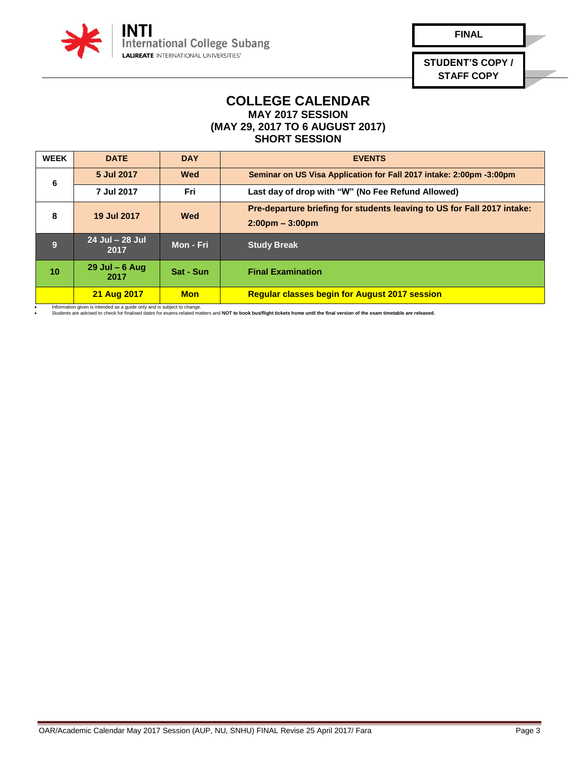INTI International College Subang
LAUREATE INTERNATIONAL UNIVERSITIES

**FINAL**

**STUDENT'S COPY / STAFF COPY**

# COLLEGE CALENDAR
## MAY 2017 SESSION
## (MAY 29, 2017 TO 6 AUGUST 2017)
## SHORT SESSION

| WEEK | DATE | DAY | EVENTS |
|---|---|---|---|
| 6 | 5 Jul 2017 | Wed | Seminar on US Visa Application for Fall 2017 intake: 2:00pm -3:00pm |
| | 7 Jul 2017 | Fri | Last day of drop with "W" (No Fee Refund Allowed) |
| 8 | 19 Jul 2017 | Wed | Pre-departure briefing for students leaving to US for Fall 2017 intake: 2:00pm – 3:00pm |
| 9 | 24 Jul – 28 Jul 2017 | Mon - Fri | Study Break |
| 10 | 29 Jul – 6 Aug 2017 | Sat - Sun | Final Examination |
| | 21 Aug 2017 | Mon | Regular classes begin for August 2017 session |

- Information given is intended as a guide only and is subject to change.
- Students are advised to check for finalised dates for exams-related matters and **NOT to book bus/flight tickets home until the final version of the exam timetable are released.**

OAR/Academic Calendar May 2017 Session (AUP, NU, SNHU) FINAL Revise 25 April 2017/ Fara